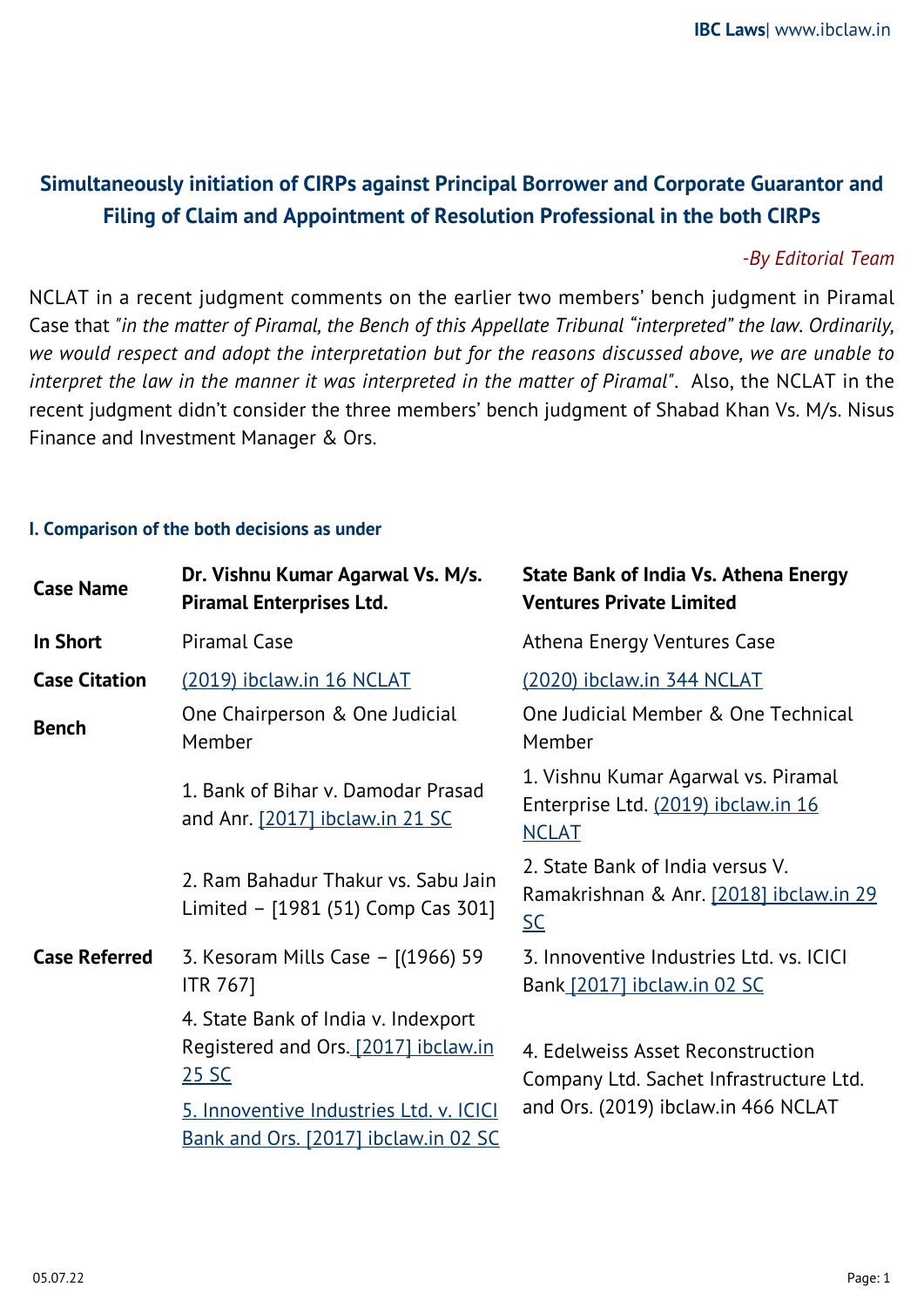# Simultaneously initiation of CIRPs against Principal Borrower and Corporate Guarantor and Filing of Claim and Appointment of Resolution Professional in the both CIRPs

*-By Editorial Team*

NCLAT in a recent judgment comments on the earlier two members' bench judgment in Piramal Case that "*in the matter of Piramal, the Bench of this Appellate Tribunal "interpreted" the law. Ordinarily, we would respect and adopt the interpretation but for the reasons discussed above, we are unable to interpret the law in the manner it was interpreted in the matter of Piramal*". Also, the NCLAT in the recent judgment didn't consider the three members' bench judgment of Shabad Khan Vs. M/s. Nisus Finance and Investment Manager & Ors.

### I. Comparison of the both decisions as under

| **Case Name** | **Dr. Vishnu Kumar Agarwal Vs. M/s. Piramal Enterprises Ltd.** | **State Bank of India Vs. Athena Energy Ventures Private Limited** |
|---|---|---|
| **In Short** | Piramal Case | Athena Energy Ventures Case |
| **Case Citation** | (2019) ibclaw.in 16 NCLAT | (2020) ibclaw.in 344 NCLAT |
| **Bench** | One Chairperson & One Judicial Member | One Judicial Member & One Technical Member |
| **Case Referred** | 1. Bank of Bihar v. Damodar Prasad and Anr. [2017] ibclaw.in 21 SC<br>2. Ram Bahadur Thakur vs. Sabu Jain Limited – [1981 (51) Comp Cas 301]<br>3. Kesoram Mills Case – [(1966) 59 ITR 767]<br>4. State Bank of India v. Indexport Registered and Ors. [2017] ibclaw.in 25 SC<br>5. Innoventive Industries Ltd. v. ICICI Bank and Ors. [2017] ibclaw.in 02 SC | 1. Vishnu Kumar Agarwal vs. Piramal Enterprise Ltd. (2019) ibclaw.in 16 NCLAT<br>2. State Bank of India versus V. Ramakrishnan & Anr. [2018] ibclaw.in 29 SC<br>3. Innoventive Industries Ltd. vs. ICICI Bank [2017] ibclaw.in 02 SC<br>4. Edelweiss Asset Reconstruction Company Ltd. Sachet Infrastructure Ltd. and Ors. (2019) ibclaw.in 466 NCLAT |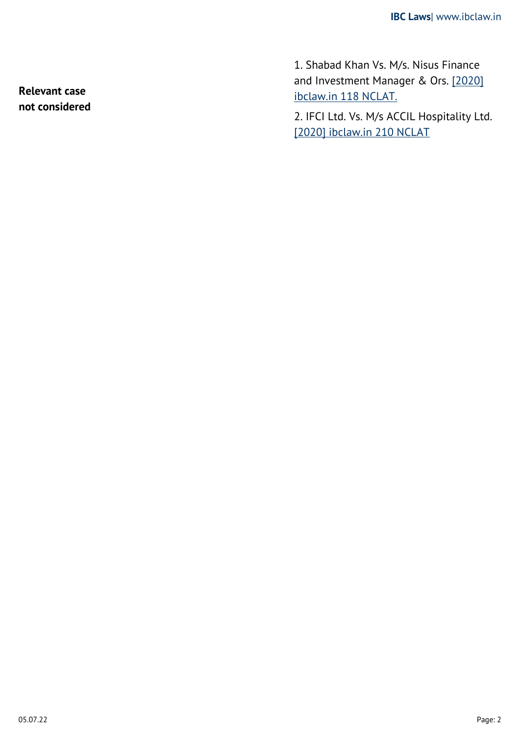| **Relevant case not considered** | 1. Shabad Khan Vs. M/s. Nisus Finance and Investment Manager & Ors. [2020] ibclaw.in 118 NCLAT.<br><br>2. IFCI Ltd. Vs. M/s ACCIL Hospitality Ltd. [2020] ibclaw.in 210 NCLAT |
|---|---|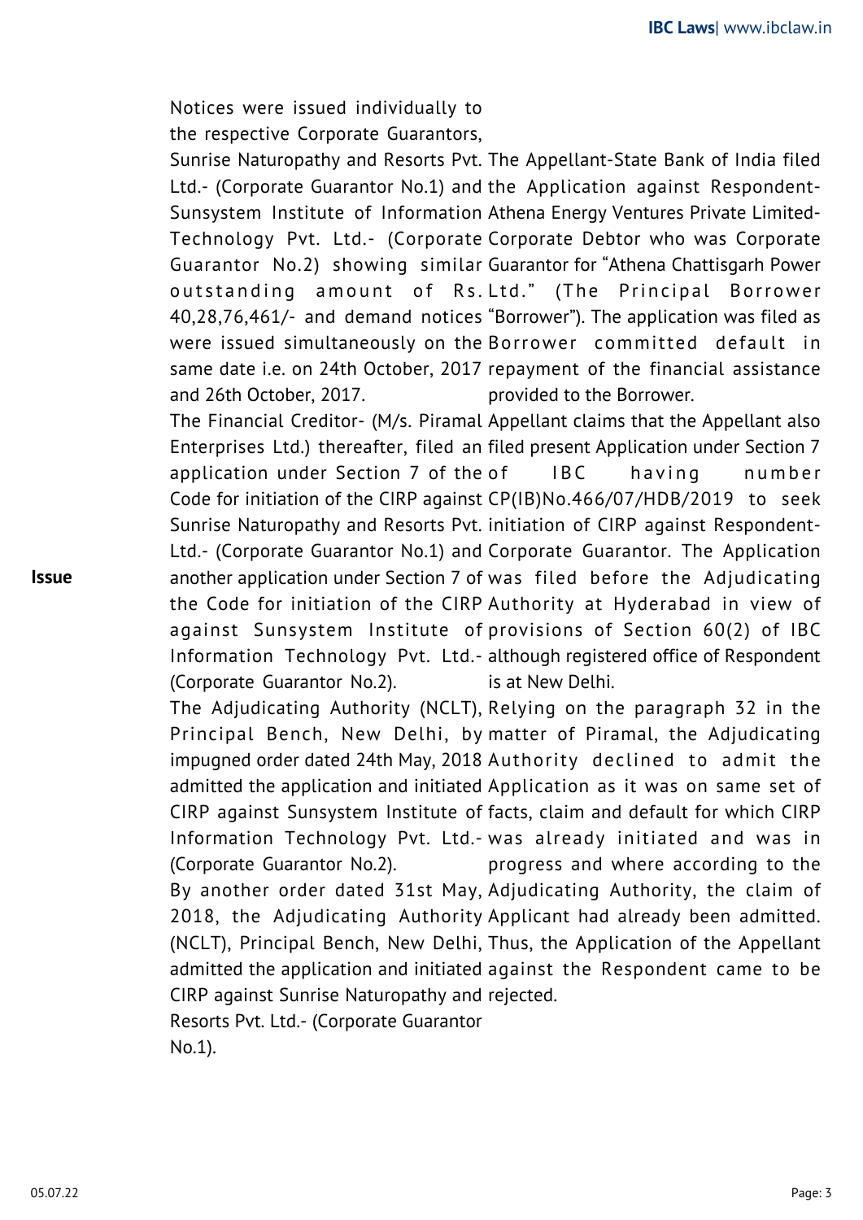| | | |
|---|---|---|
| **Issue** | Notices were issued individually to the respective Corporate Guarantors, Sunrise Naturopathy and Resorts Pvt. Ltd.- (Corporate Guarantor No.1) and Sunsystem Institute of Information Technology Pvt. Ltd.- (Corporate Guarantor No.2) showing similar outstanding amount of Rs. 40,28,76,461/- and demand notices were issued simultaneously on the same date i.e. on 24th October, 2017 and 26th October, 2017.<br>The Financial Creditor- (M/s. Piramal Enterprises Ltd.) thereafter, filed an application under Section 7 of the Code for initiation of the CIRP against Sunrise Naturopathy and Resorts Pvt. Ltd.- (Corporate Guarantor No.1) and another application under Section 7 of the Code for initiation of the CIRP against Sunsystem Institute of Information Technology Pvt. Ltd.- (Corporate Guarantor No.2).<br>The Adjudicating Authority (NCLT), Principal Bench, New Delhi, by impugned order dated 24th May, 2018 admitted the application and initiated CIRP against Sunsystem Institute of Information Technology Pvt. Ltd.- (Corporate Guarantor No.2).<br>By another order dated 31st May, 2018, the Adjudicating Authority (NCLT), Principal Bench, New Delhi, admitted the application and initiated CIRP against Sunrise Naturopathy and Resorts Pvt. Ltd.- (Corporate Guarantor No.1). | The Appellant-State Bank of India filed the Application against Respondent-Athena Energy Ventures Private Limited-Corporate Debtor who was Corporate Guarantor for "Athena Chattisgarh Power Ltd." (The Principal Borrower "Borrower"). The application was filed as Borrower committed default in repayment of the financial assistance provided to the Borrower.<br>Appellant claims that the Appellant also filed present Application under Section 7 of IBC having number CP(IB)No.466/07/HDB/2019 to seek initiation of CIRP against Respondent-Corporate Guarantor. The Application was filed before the Adjudicating Authority at Hyderabad in view of provisions of Section 60(2) of IBC although registered office of Respondent is at New Delhi.<br>Relying on the paragraph 32 in the matter of Piramal, the Adjudicating Authority declined to admit the Application as it was on same set of facts, claim and default for which CIRP was already initiated and was in progress and where according to the Adjudicating Authority, the claim of Applicant had already been admitted. Thus, the Application of the Appellant against the Respondent came to be rejected. |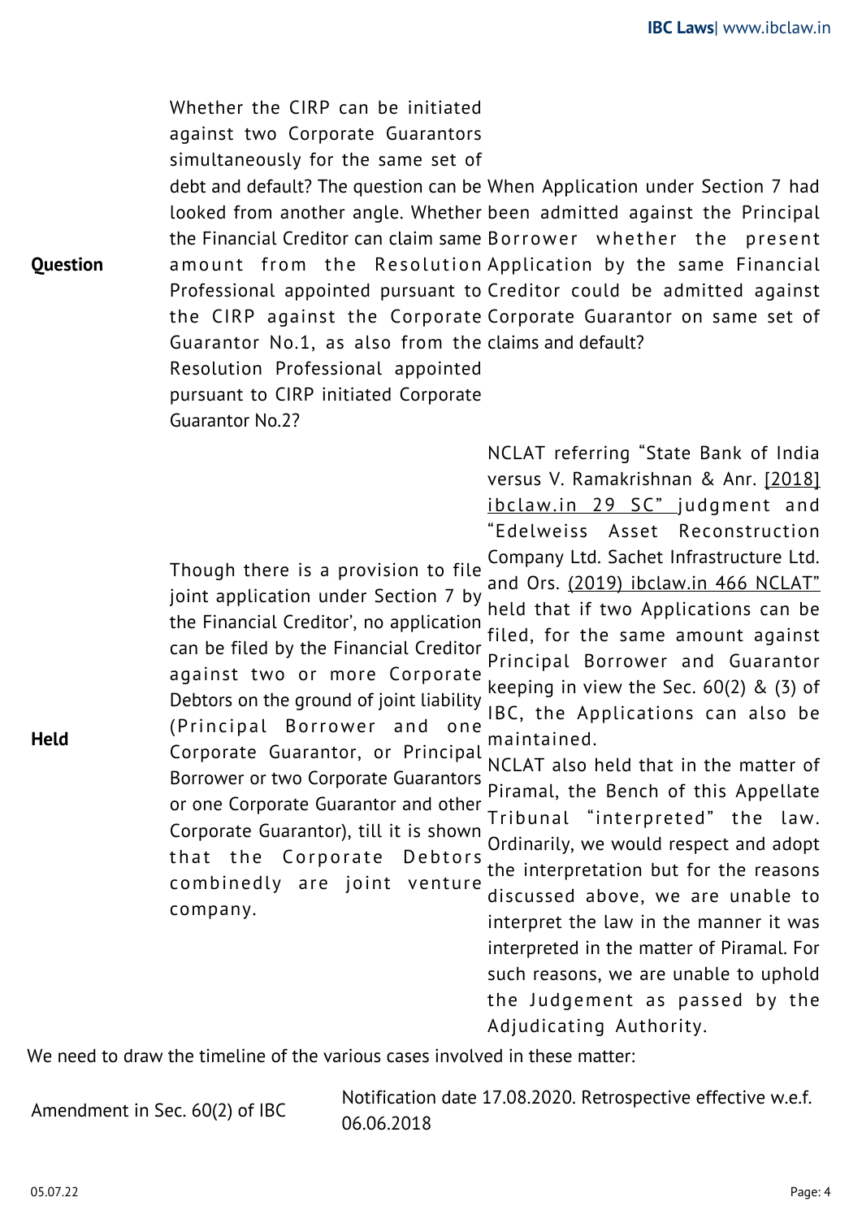| | | |
|---|---|---|
| **Question** | Whether the CIRP can be initiated against two Corporate Guarantors simultaneously for the same set of debt and default? The question can be looked from another angle. Whether the Financial Creditor can claim same amount from the Resolution Professional appointed pursuant to the CIRP against the Corporate Guarantor No.1, as also from the Resolution Professional appointed pursuant to CIRP initiated Corporate Guarantor No.2? | When Application under Section 7 had been admitted against the Principal Borrower whether the present Application by the same Financial Creditor could be admitted against Corporate Guarantor on same set of claims and default? |
| **Held** | Though there is a provision to file joint application under Section 7 by the Financial Creditor', no application can be filed by the Financial Creditor against two or more Corporate Debtors on the ground of joint liability (Principal Borrower and one Corporate Guarantor, or Principal Borrower or two Corporate Guarantors or one Corporate Guarantor and other Corporate Guarantor), till it is shown that the Corporate Debtors combinedly are joint venture company. | NCLAT referring "State Bank of India versus V. Ramakrishnan & Anr. [2018] ibclaw.in 29 SC" judgment and "Edelweiss Asset Reconstruction Company Ltd. Sachet Infrastructure Ltd. and Ors. (2019) ibclaw.in 466 NCLAT" held that if two Applications can be filed, for the same amount against Principal Borrower and Guarantor keeping in view the Sec. 60(2) & (3) of IBC, the Applications can also be maintained.<br>NCLAT also held that in the matter of Piramal, the Bench of this Appellate Tribunal "interpreted" the law. Ordinarily, we would respect and adopt the interpretation but for the reasons discussed above, we are unable to interpret the law in the manner it was interpreted in the matter of Piramal. For such reasons, we are unable to uphold the Judgement as passed by the Adjudicating Authority. |

We need to draw the timeline of the various cases involved in these matter:

| | |
|---|---|
| Amendment in Sec. 60(2) of IBC | Notification date 17.08.2020. Retrospective effective w.e.f. 06.06.2018 |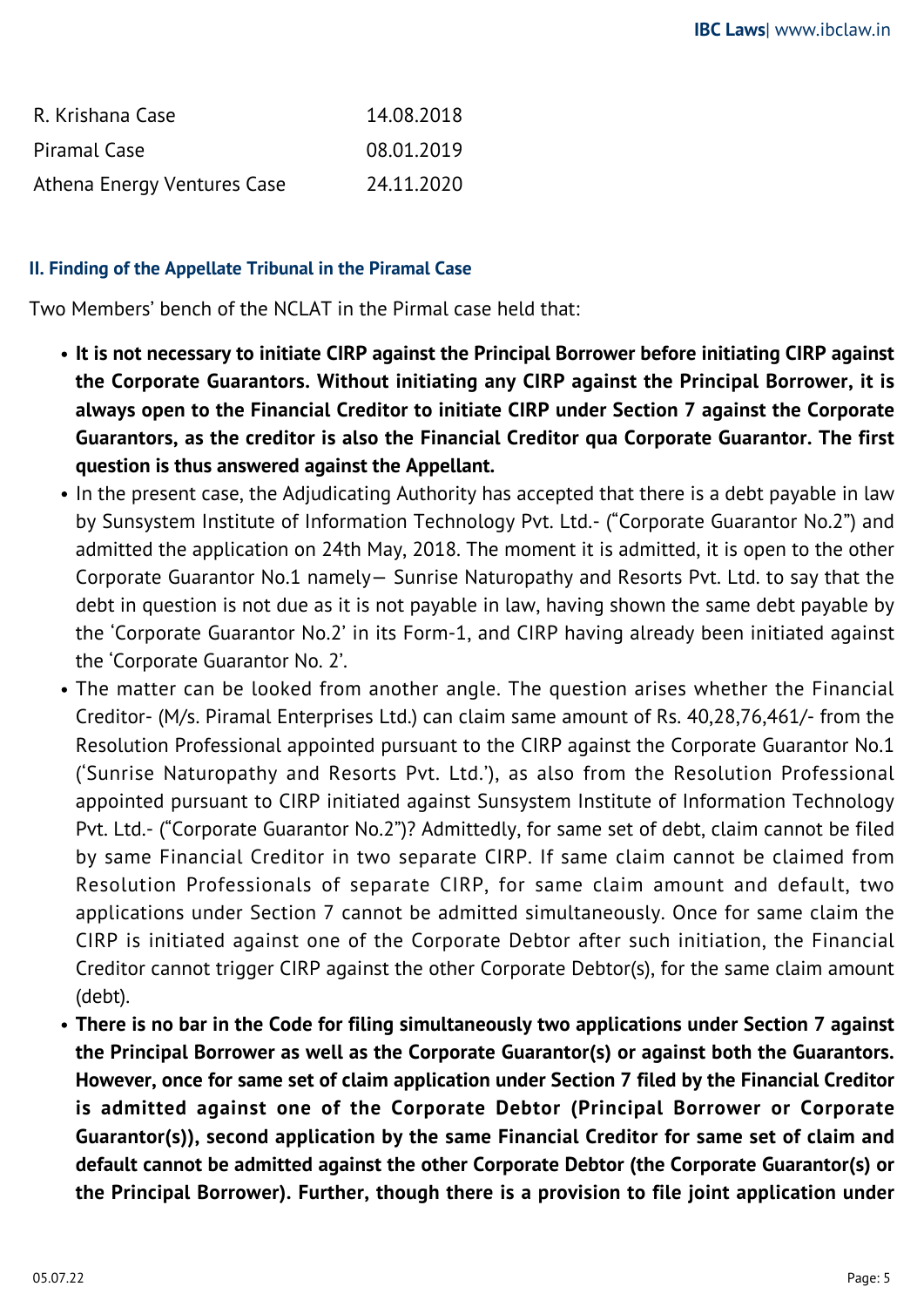| | |
|---|---|
| R. Krishana Case | 14.08.2018 |
| Piramal Case | 08.01.2019 |
| Athena Energy Ventures Case | 24.11.2020 |

### II. Finding of the Appellate Tribunal in the Piramal Case

Two Members' bench of the NCLAT in the Pirmal case held that:

- **It is not necessary to initiate CIRP against the Principal Borrower before initiating CIRP against the Corporate Guarantors. Without initiating any CIRP against the Principal Borrower, it is always open to the Financial Creditor to initiate CIRP under Section 7 against the Corporate Guarantors, as the creditor is also the Financial Creditor qua Corporate Guarantor. The first question is thus answered against the Appellant.**
- In the present case, the Adjudicating Authority has accepted that there is a debt payable in law by Sunsystem Institute of Information Technology Pvt. Ltd.- ("Corporate Guarantor No.2") and admitted the application on 24th May, 2018. The moment it is admitted, it is open to the other Corporate Guarantor No.1 namely— Sunrise Naturopathy and Resorts Pvt. Ltd. to say that the debt in question is not due as it is not payable in law, having shown the same debt payable by the 'Corporate Guarantor No.2' in its Form-1, and CIRP having already been initiated against the 'Corporate Guarantor No. 2'.
- The matter can be looked from another angle. The question arises whether the Financial Creditor- (M/s. Piramal Enterprises Ltd.) can claim same amount of Rs. 40,28,76,461/- from the Resolution Professional appointed pursuant to the CIRP against the Corporate Guarantor No.1 ('Sunrise Naturopathy and Resorts Pvt. Ltd.'), as also from the Resolution Professional appointed pursuant to CIRP initiated against Sunsystem Institute of Information Technology Pvt. Ltd.- ("Corporate Guarantor No.2")? Admittedly, for same set of debt, claim cannot be filed by same Financial Creditor in two separate CIRP. If same claim cannot be claimed from Resolution Professionals of separate CIRP, for same claim amount and default, two applications under Section 7 cannot be admitted simultaneously. Once for same claim the CIRP is initiated against one of the Corporate Debtor after such initiation, the Financial Creditor cannot trigger CIRP against the other Corporate Debtor(s), for the same claim amount (debt).
- **There is no bar in the Code for filing simultaneously two applications under Section 7 against the Principal Borrower as well as the Corporate Guarantor(s) or against both the Guarantors. However, once for same set of claim application under Section 7 filed by the Financial Creditor is admitted against one of the Corporate Debtor (Principal Borrower or Corporate Guarantor(s)), second application by the same Financial Creditor for same set of claim and default cannot be admitted against the other Corporate Debtor (the Corporate Guarantor(s) or the Principal Borrower). Further, though there is a provision to file joint application under**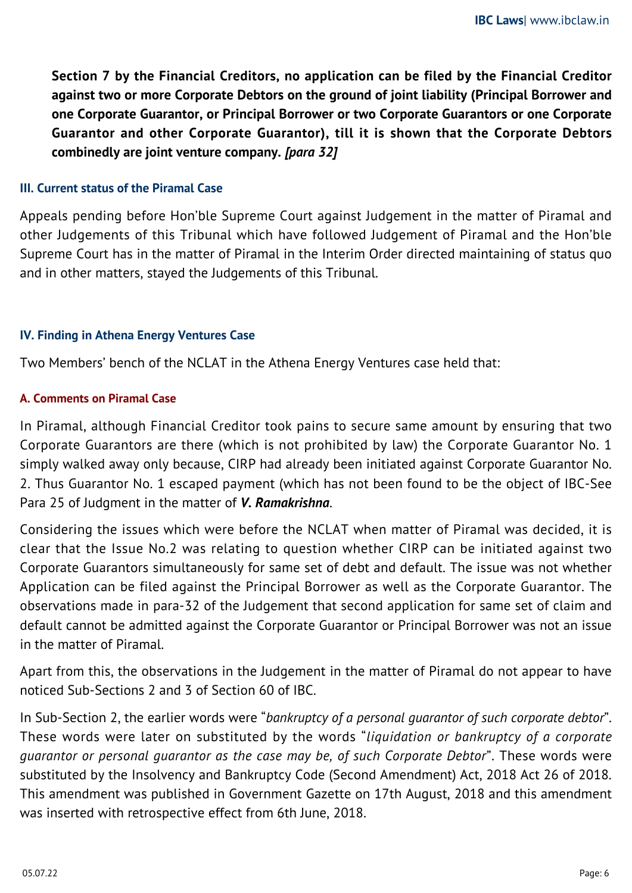**Section 7 by the Financial Creditors, no application can be filed by the Financial Creditor against two or more Corporate Debtors on the ground of joint liability (Principal Borrower and one Corporate Guarantor, or Principal Borrower or two Corporate Guarantors or one Corporate Guarantor and other Corporate Guarantor), till it is shown that the Corporate Debtors combinedly are joint venture company.** ***[para 32]***

### III. Current status of the Piramal Case

Appeals pending before Hon'ble Supreme Court against Judgement in the matter of Piramal and other Judgements of this Tribunal which have followed Judgement of Piramal and the Hon'ble Supreme Court has in the matter of Piramal in the Interim Order directed maintaining of status quo and in other matters, stayed the Judgements of this Tribunal.

### IV. Finding in Athena Energy Ventures Case

Two Members' bench of the NCLAT in the Athena Energy Ventures case held that:

#### A. Comments on Piramal Case

In Piramal, although Financial Creditor took pains to secure same amount by ensuring that two Corporate Guarantors are there (which is not prohibited by law) the Corporate Guarantor No. 1 simply walked away only because, CIRP had already been initiated against Corporate Guarantor No. 2. Thus Guarantor No. 1 escaped payment (which has not been found to be the object of IBC-See Para 25 of Judgment in the matter of ***V. Ramakrishna***.

Considering the issues which were before the NCLAT when matter of Piramal was decided, it is clear that the Issue No.2 was relating to question whether CIRP can be initiated against two Corporate Guarantors simultaneously for same set of debt and default. The issue was not whether Application can be filed against the Principal Borrower as well as the Corporate Guarantor. The observations made in para-32 of the Judgement that second application for same set of claim and default cannot be admitted against the Corporate Guarantor or Principal Borrower was not an issue in the matter of Piramal.

Apart from this, the observations in the Judgement in the matter of Piramal do not appear to have noticed Sub-Sections 2 and 3 of Section 60 of IBC.

In Sub-Section 2, the earlier words were "*bankruptcy of a personal guarantor of such corporate debtor*". These words were later on substituted by the words "*liquidation or bankruptcy of a corporate guarantor or personal guarantor as the case may be, of such Corporate Debtor*". These words were substituted by the Insolvency and Bankruptcy Code (Second Amendment) Act, 2018 Act 26 of 2018. This amendment was published in Government Gazette on 17th August, 2018 and this amendment was inserted with retrospective effect from 6th June, 2018.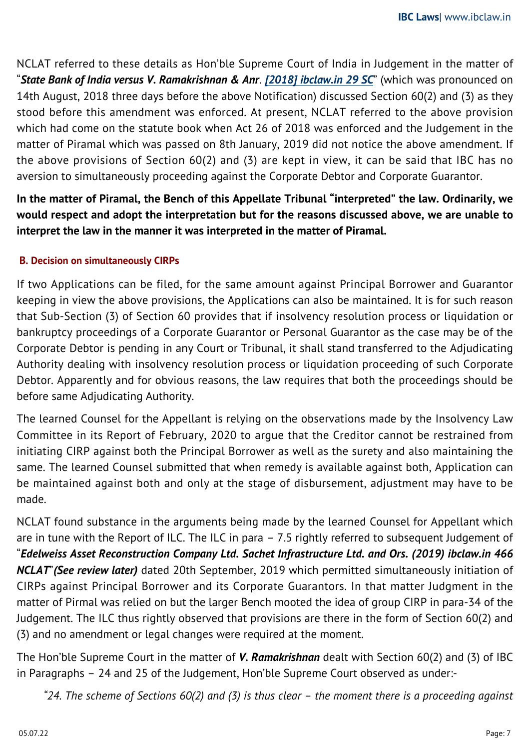NCLAT referred to these details as Hon'ble Supreme Court of India in Judgement in the matter of "***State Bank of India versus V. Ramakrishnan & Anr**. **[2018] ibclaw.in 29 SC***" (which was pronounced on 14th August, 2018 three days before the above Notification) discussed Section 60(2) and (3) as they stood before this amendment was enforced. At present, NCLAT referred to the above provision which had come on the statute book when Act 26 of 2018 was enforced and the Judgement in the matter of Piramal which was passed on 8th January, 2019 did not notice the above amendment. If the above provisions of Section 60(2) and (3) are kept in view, it can be said that IBC has no aversion to simultaneously proceeding against the Corporate Debtor and Corporate Guarantor.

**In the matter of Piramal, the Bench of this Appellate Tribunal "interpreted" the law. Ordinarily, we would respect and adopt the interpretation but for the reasons discussed above, we are unable to interpret the law in the manner it was interpreted in the matter of Piramal.**

#### B. Decision on simultaneously CIRPs

If two Applications can be filed, for the same amount against Principal Borrower and Guarantor keeping in view the above provisions, the Applications can also be maintained. It is for such reason that Sub-Section (3) of Section 60 provides that if insolvency resolution process or liquidation or bankruptcy proceedings of a Corporate Guarantor or Personal Guarantor as the case may be of the Corporate Debtor is pending in any Court or Tribunal, it shall stand transferred to the Adjudicating Authority dealing with insolvency resolution process or liquidation proceeding of such Corporate Debtor. Apparently and for obvious reasons, the law requires that both the proceedings should be before same Adjudicating Authority.

The learned Counsel for the Appellant is relying on the observations made by the Insolvency Law Committee in its Report of February, 2020 to argue that the Creditor cannot be restrained from initiating CIRP against both the Principal Borrower as well as the surety and also maintaining the same. The learned Counsel submitted that when remedy is available against both, Application can be maintained against both and only at the stage of disbursement, adjustment may have to be made.

NCLAT found substance in the arguments being made by the learned Counsel for Appellant which are in tune with the Report of ILC. The ILC in para – 7.5 rightly referred to subsequent Judgement of "***Edelweiss Asset Reconstruction Company Ltd. Sachet Infrastructure Ltd. and Ors. (2019) ibclaw.in 466 NCLAT***"***(See review later)*** dated 20th September, 2019 which permitted simultaneously initiation of CIRPs against Principal Borrower and its Corporate Guarantors. In that matter Judgment in the matter of Pirmal was relied on but the larger Bench mooted the idea of group CIRP in para-34 of the Judgement. The ILC thus rightly observed that provisions are there in the form of Section 60(2) and (3) and no amendment or legal changes were required at the moment.

The Hon'ble Supreme Court in the matter of ***V. Ramakrishnan*** dealt with Section 60(2) and (3) of IBC in Paragraphs – 24 and 25 of the Judgement, Hon'ble Supreme Court observed as under:-

*"24. The scheme of Sections 60(2) and (3) is thus clear – the moment there is a proceeding against*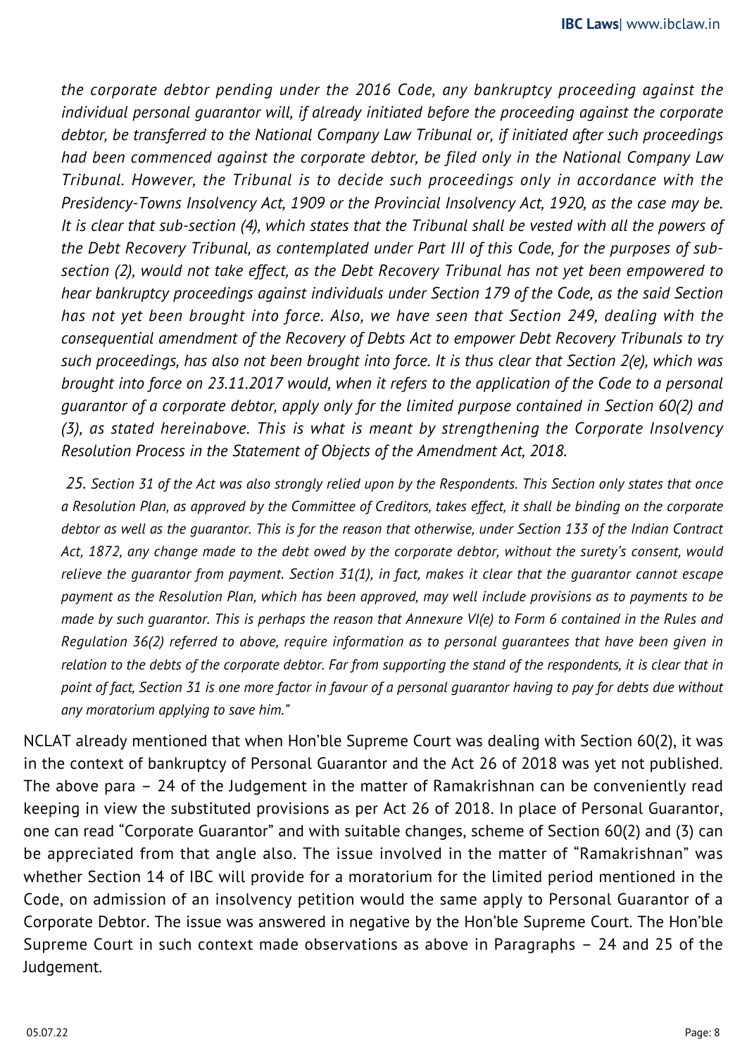*the corporate debtor pending under the 2016 Code, any bankruptcy proceeding against the individual personal guarantor will, if already initiated before the proceeding against the corporate debtor, be transferred to the National Company Law Tribunal or, if initiated after such proceedings had been commenced against the corporate debtor, be filed only in the National Company Law Tribunal. However, the Tribunal is to decide such proceedings only in accordance with the Presidency-Towns Insolvency Act, 1909 or the Provincial Insolvency Act, 1920, as the case may be. It is clear that sub-section (4), which states that the Tribunal shall be vested with all the powers of the Debt Recovery Tribunal, as contemplated under Part III of this Code, for the purposes of sub-section (2), would not take effect, as the Debt Recovery Tribunal has not yet been empowered to hear bankruptcy proceedings against individuals under Section 179 of the Code, as the said Section has not yet been brought into force. Also, we have seen that Section 249, dealing with the consequential amendment of the Recovery of Debts Act to empower Debt Recovery Tribunals to try such proceedings, has also not been brought into force. It is thus clear that Section 2(e), which was brought into force on 23.11.2017 would, when it refers to the application of the Code to a personal guarantor of a corporate debtor, apply only for the limited purpose contained in Section 60(2) and (3), as stated hereinabove. This is what is meant by strengthening the Corporate Insolvency Resolution Process in the Statement of Objects of the Amendment Act, 2018.*

*25. Section 31 of the Act was also strongly relied upon by the Respondents. This Section only states that once a Resolution Plan, as approved by the Committee of Creditors, takes effect, it shall be binding on the corporate debtor as well as the guarantor. This is for the reason that otherwise, under Section 133 of the Indian Contract Act, 1872, any change made to the debt owed by the corporate debtor, without the surety's consent, would relieve the guarantor from payment. Section 31(1), in fact, makes it clear that the guarantor cannot escape payment as the Resolution Plan, which has been approved, may well include provisions as to payments to be made by such guarantor. This is perhaps the reason that Annexure VI(e) to Form 6 contained in the Rules and Regulation 36(2) referred to above, require information as to personal guarantees that have been given in relation to the debts of the corporate debtor. Far from supporting the stand of the respondents, it is clear that in point of fact, Section 31 is one more factor in favour of a personal guarantor having to pay for debts due without any moratorium applying to save him."*

NCLAT already mentioned that when Hon'ble Supreme Court was dealing with Section 60(2), it was in the context of bankruptcy of Personal Guarantor and the Act 26 of 2018 was yet not published. The above para – 24 of the Judgement in the matter of Ramakrishnan can be conveniently read keeping in view the substituted provisions as per Act 26 of 2018. In place of Personal Guarantor, one can read "Corporate Guarantor" and with suitable changes, scheme of Section 60(2) and (3) can be appreciated from that angle also. The issue involved in the matter of "Ramakrishnan" was whether Section 14 of IBC will provide for a moratorium for the limited period mentioned in the Code, on admission of an insolvency petition would the same apply to Personal Guarantor of a Corporate Debtor. The issue was answered in negative by the Hon'ble Supreme Court. The Hon'ble Supreme Court in such context made observations as above in Paragraphs – 24 and 25 of the Judgement.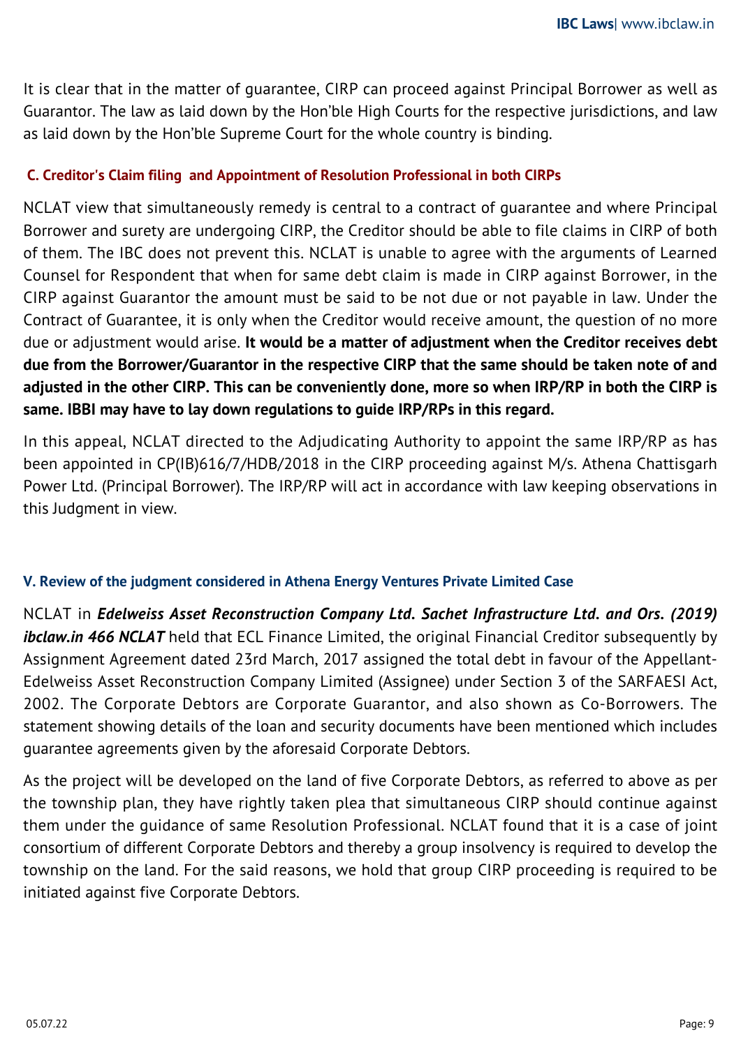It is clear that in the matter of guarantee, CIRP can proceed against Principal Borrower as well as Guarantor. The law as laid down by the Hon'ble High Courts for the respective jurisdictions, and law as laid down by the Hon'ble Supreme Court for the whole country is binding.

### C. Creditor's Claim filing and Appointment of Resolution Professional in both CIRPs

NCLAT view that simultaneously remedy is central to a contract of guarantee and where Principal Borrower and surety are undergoing CIRP, the Creditor should be able to file claims in CIRP of both of them. The IBC does not prevent this. NCLAT is unable to agree with the arguments of Learned Counsel for Respondent that when for same debt claim is made in CIRP against Borrower, in the CIRP against Guarantor the amount must be said to be not due or not payable in law. Under the Contract of Guarantee, it is only when the Creditor would receive amount, the question of no more due or adjustment would arise. **It would be a matter of adjustment when the Creditor receives debt due from the Borrower/Guarantor in the respective CIRP that the same should be taken note of and adjusted in the other CIRP. This can be conveniently done, more so when IRP/RP in both the CIRP is same. IBBI may have to lay down regulations to guide IRP/RPs in this regard.**

In this appeal, NCLAT directed to the Adjudicating Authority to appoint the same IRP/RP as has been appointed in CP(IB)616/7/HDB/2018 in the CIRP proceeding against M/s. Athena Chattisgarh Power Ltd. (Principal Borrower). The IRP/RP will act in accordance with law keeping observations in this Judgment in view.

## V. Review of the judgment considered in Athena Energy Ventures Private Limited Case

NCLAT in ***Edelweiss Asset Reconstruction Company Ltd. Sachet Infrastructure Ltd. and Ors. (2019) ibclaw.in 466 NCLAT*** held that ECL Finance Limited, the original Financial Creditor subsequently by Assignment Agreement dated 23rd March, 2017 assigned the total debt in favour of the Appellant-Edelweiss Asset Reconstruction Company Limited (Assignee) under Section 3 of the SARFAESI Act, 2002. The Corporate Debtors are Corporate Guarantor, and also shown as Co-Borrowers. The statement showing details of the loan and security documents have been mentioned which includes guarantee agreements given by the aforesaid Corporate Debtors.

As the project will be developed on the land of five Corporate Debtors, as referred to above as per the township plan, they have rightly taken plea that simultaneous CIRP should continue against them under the guidance of same Resolution Professional. NCLAT found that it is a case of joint consortium of different Corporate Debtors and thereby a group insolvency is required to develop the township on the land. For the said reasons, we hold that group CIRP proceeding is required to be initiated against five Corporate Debtors.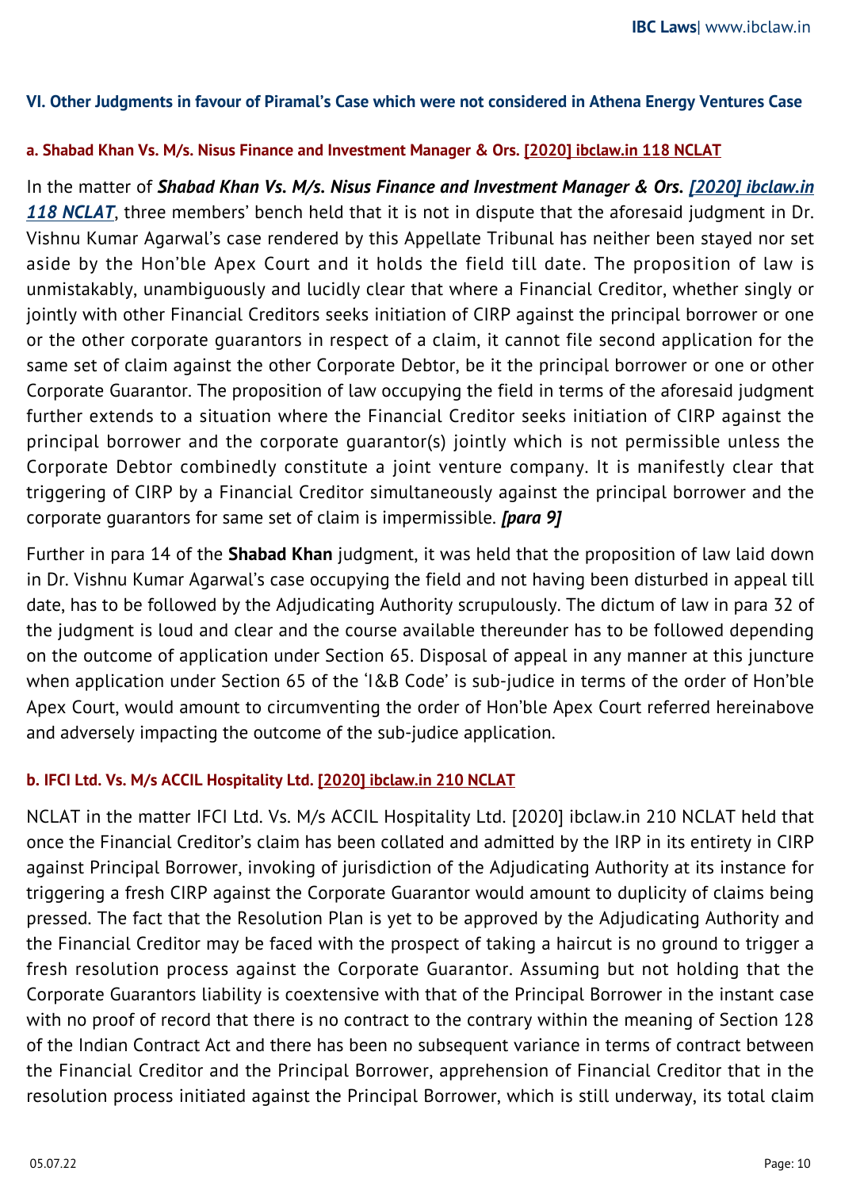### VI. Other Judgments in favour of Piramal's Case which were not considered in Athena Energy Ventures Case

#### a. Shabad Khan Vs. M/s. Nisus Finance and Investment Manager & Ors. [2020] ibclaw.in 118 NCLAT

In the matter of ***Shabad Khan Vs. M/s. Nisus Finance and Investment Manager & Ors. [2020] ibclaw.in 118 NCLAT***, three members' bench held that it is not in dispute that the aforesaid judgment in Dr. Vishnu Kumar Agarwal's case rendered by this Appellate Tribunal has neither been stayed nor set aside by the Hon'ble Apex Court and it holds the field till date. The proposition of law is unmistakably, unambiguously and lucidly clear that where a Financial Creditor, whether singly or jointly with other Financial Creditors seeks initiation of CIRP against the principal borrower or one or the other corporate guarantors in respect of a claim, it cannot file second application for the same set of claim against the other Corporate Debtor, be it the principal borrower or one or other Corporate Guarantor. The proposition of law occupying the field in terms of the aforesaid judgment further extends to a situation where the Financial Creditor seeks initiation of CIRP against the principal borrower and the corporate guarantor(s) jointly which is not permissible unless the Corporate Debtor combinedly constitute a joint venture company. It is manifestly clear that triggering of CIRP by a Financial Creditor simultaneously against the principal borrower and the corporate guarantors for same set of claim is impermissible. ***[para 9]***

Further in para 14 of the **Shabad Khan** judgment, it was held that the proposition of law laid down in Dr. Vishnu Kumar Agarwal's case occupying the field and not having been disturbed in appeal till date, has to be followed by the Adjudicating Authority scrupulously. The dictum of law in para 32 of the judgment is loud and clear and the course available thereunder has to be followed depending on the outcome of application under Section 65. Disposal of appeal in any manner at this juncture when application under Section 65 of the 'I&B Code' is sub-judice in terms of the order of Hon'ble Apex Court, would amount to circumventing the order of Hon'ble Apex Court referred hereinabove and adversely impacting the outcome of the sub-judice application.

#### b. IFCI Ltd. Vs. M/s ACCIL Hospitality Ltd. [2020] ibclaw.in 210 NCLAT

NCLAT in the matter IFCI Ltd. Vs. M/s ACCIL Hospitality Ltd. [2020] ibclaw.in 210 NCLAT held that once the Financial Creditor's claim has been collated and admitted by the IRP in its entirety in CIRP against Principal Borrower, invoking of jurisdiction of the Adjudicating Authority at its instance for triggering a fresh CIRP against the Corporate Guarantor would amount to duplicity of claims being pressed. The fact that the Resolution Plan is yet to be approved by the Adjudicating Authority and the Financial Creditor may be faced with the prospect of taking a haircut is no ground to trigger a fresh resolution process against the Corporate Guarantor. Assuming but not holding that the Corporate Guarantors liability is coextensive with that of the Principal Borrower in the instant case with no proof of record that there is no contract to the contrary within the meaning of Section 128 of the Indian Contract Act and there has been no subsequent variance in terms of contract between the Financial Creditor and the Principal Borrower, apprehension of Financial Creditor that in the resolution process initiated against the Principal Borrower, which is still underway, its total claim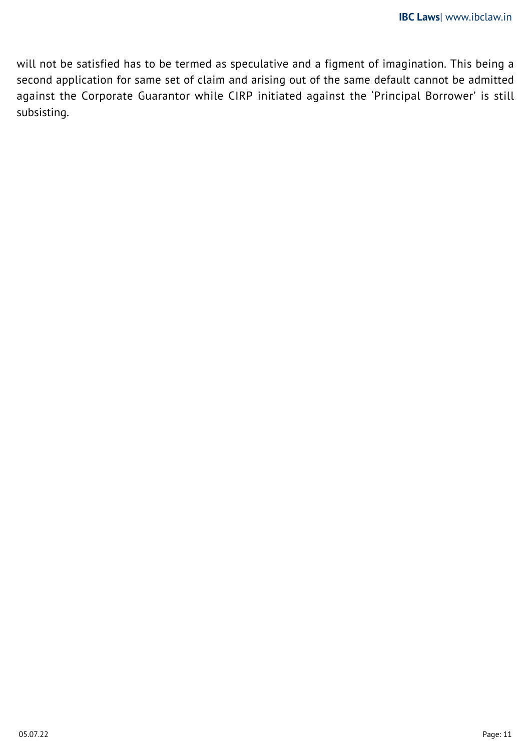will not be satisfied has to be termed as speculative and a figment of imagination. This being a second application for same set of claim and arising out of the same default cannot be admitted against the Corporate Guarantor while CIRP initiated against the 'Principal Borrower' is still subsisting.